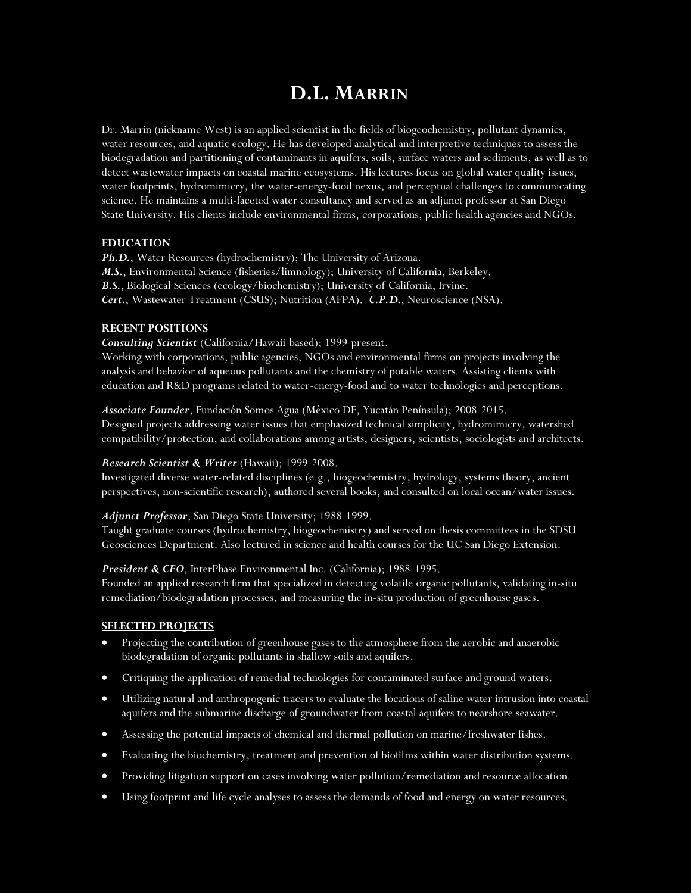# D.L. MARRIN

Dr. Marrin (nickname West) is an applied scientist in the fields of biogeochemistry, pollutant dynamics, water resources, and aquatic ecology. He has developed analytical and interpretive techniques to assess the biodegradation and partitioning of contaminants in aquifers, soils, surface waters and sediments, as well as to detect wastewater impacts on coastal marine ecosystems. His lectures focus on global water quality issues, water footprints, hydromimicry, the water-energy-food nexus, and perceptual challenges to communicating science. He maintains a multi-faceted water consultancy and served as an adjunct professor at San Diego State University. His clients include environmental firms, corporations, public health agencies and NGOs.

## EDUCATION

***Ph.D.***, Water Resources (hydrochemistry); The University of Arizona.
***M.S.***, Environmental Science (fisheries/limnology); University of California, Berkeley.
***B.S.***, Biological Sciences (ecology/biochemistry); University of California, Irvine.
***Cert.***, Wastewater Treatment (CSUS); Nutrition (AFPA). ***C.P.D.***, Neuroscience (NSA).

## RECENT POSITIONS

***Consulting Scientist*** (California/Hawaii-based); 1999-present.
Working with corporations, public agencies, NGOs and environmental firms on projects involving the analysis and behavior of aqueous pollutants and the chemistry of potable waters. Assisting clients with education and R&D programs related to water-energy-food and to water technologies and perceptions.

***Associate Founder***, Fundación Somos Agua (México DF, Yucatán Península); 2008-2015.
Designed projects addressing water issues that emphasized technical simplicity, hydromimicry, watershed compatibility/protection, and collaborations among artists, designers, scientists, sociologists and architects.

***Research Scientist & Writer*** (Hawaii); 1999-2008.
Investigated diverse water-related disciplines (e.g., biogeochemistry, hydrology, systems theory, ancient perspectives, non-scientific research), authored several books, and consulted on local ocean/water issues.

***Adjunct Professor***, San Diego State University; 1988-1999.
Taught graduate courses (hydrochemistry, biogeochemistry) and served on thesis committees in the SDSU Geosciences Department. Also lectured in science and health courses for the UC San Diego Extension.

***President & CEO***, InterPhase Environmental Inc. (California); 1988-1995.
Founded an applied research firm that specialized in detecting volatile organic pollutants, validating in-situ remediation/biodegradation processes, and measuring the in-situ production of greenhouse gases.

## SELECTED PROJECTS

- Projecting the contribution of greenhouse gases to the atmosphere from the aerobic and anaerobic biodegradation of organic pollutants in shallow soils and aquifers.
- Critiquing the application of remedial technologies for contaminated surface and ground waters.
- Utilizing natural and anthropogenic tracers to evaluate the locations of saline water intrusion into coastal aquifers and the submarine discharge of groundwater from coastal aquifers to nearshore seawater.
- Assessing the potential impacts of chemical and thermal pollution on marine/freshwater fishes.
- Evaluating the biochemistry, treatment and prevention of biofilms within water distribution systems.
- Providing litigation support on cases involving water pollution/remediation and resource allocation.
- Using footprint and life cycle analyses to assess the demands of food and energy on water resources.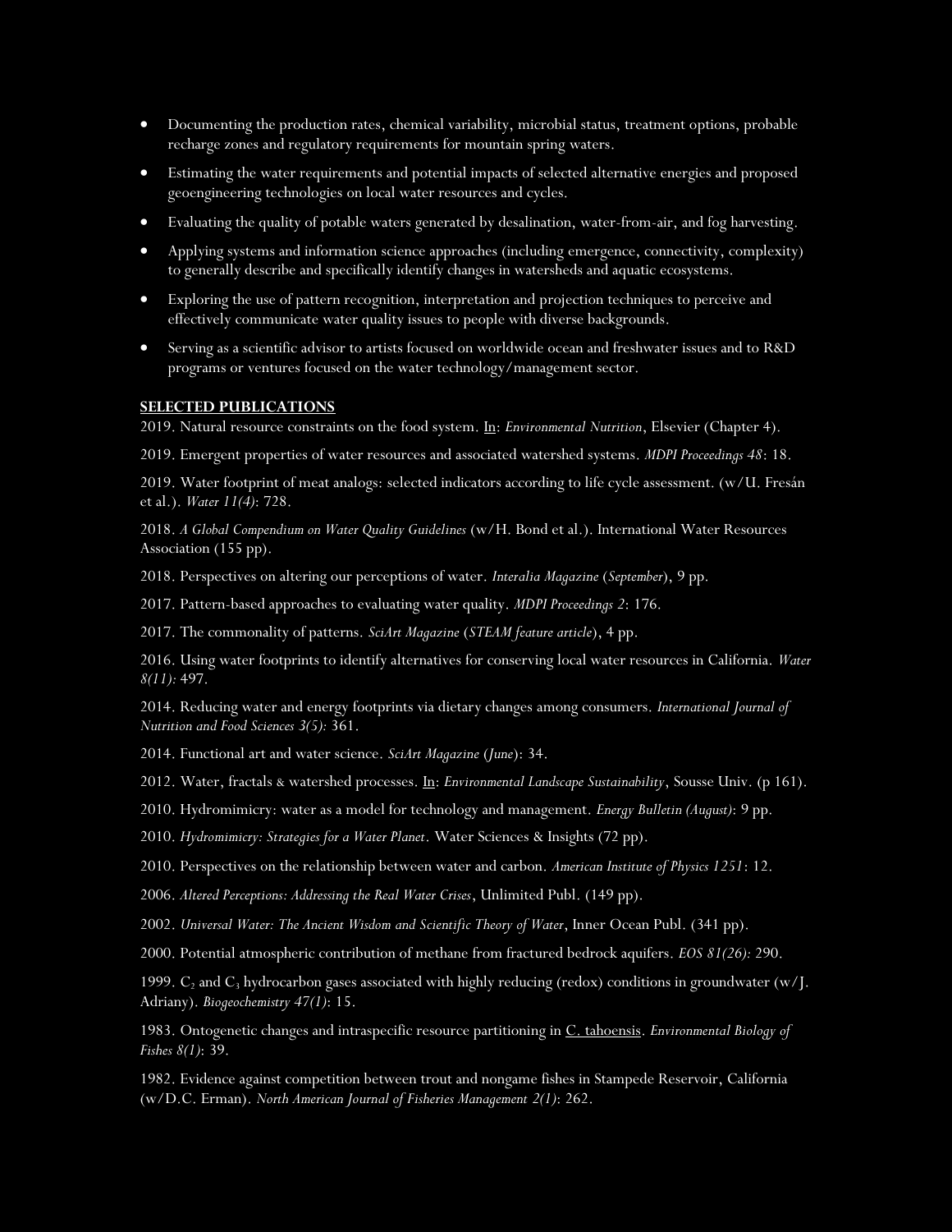- Documenting the production rates, chemical variability, microbial status, treatment options, probable recharge zones and regulatory requirements for mountain spring waters.
- Estimating the water requirements and potential impacts of selected alternative energies and proposed geoengineering technologies on local water resources and cycles.
- Evaluating the quality of potable waters generated by desalination, water-from-air, and fog harvesting.
- Applying systems and information science approaches (including emergence, connectivity, complexity) to generally describe and specifically identify changes in watersheds and aquatic ecosystems.
- Exploring the use of pattern recognition, interpretation and projection techniques to perceive and effectively communicate water quality issues to people with diverse backgrounds.
- Serving as a scientific advisor to artists focused on worldwide ocean and freshwater issues and to R&D programs or ventures focused on the water technology/management sector.

**SELECTED PUBLICATIONS**

2019. Natural resource constraints on the food system. In: *Environmental Nutrition*, Elsevier (Chapter 4).

2019. Emergent properties of water resources and associated watershed systems. *MDPI Proceedings 48*: 18.

2019. Water footprint of meat analogs: selected indicators according to life cycle assessment. (w/U. Fresán et al.). *Water 11(4)*: 728.

2018. *A Global Compendium on Water Quality Guidelines* (w/H. Bond et al.). International Water Resources Association (155 pp).

2018. Perspectives on altering our perceptions of water. *Interalia Magazine* (*September*), 9 pp.

2017. Pattern-based approaches to evaluating water quality. *MDPI Proceedings 2*: 176.

2017. The commonality of patterns. *SciArt Magazine* (*STEAM feature article*), 4 pp.

2016. Using water footprints to identify alternatives for conserving local water resources in California. *Water 8(11):* 497.

2014. Reducing water and energy footprints via dietary changes among consumers. *International Journal of Nutrition and Food Sciences 3(5):* 361.

2014. Functional art and water science. *SciArt Magazine* (*June*): 34.

2012. Water, fractals & watershed processes. In: *Environmental Landscape Sustainability*, Sousse Univ. (p 161).

2010. Hydromimicry: water as a model for technology and management. *Energy Bulletin (August)*: 9 pp.

2010. *Hydromimicry: Strategies for a Water Planet*. Water Sciences & Insights (72 pp).

2010. Perspectives on the relationship between water and carbon. *American Institute of Physics 1251*: 12.

2006. *Altered Perceptions: Addressing the Real Water Crises*, Unlimited Publ. (149 pp).

2002. *Universal Water: The Ancient Wisdom and Scientific Theory of Water*, Inner Ocean Publ. (341 pp).

2000. Potential atmospheric contribution of methane from fractured bedrock aquifers. *EOS 81(26):* 290.

1999. $C_2$ and $C_3$ hydrocarbon gases associated with highly reducing (redox) conditions in groundwater (w/J. Adriany). *Biogeochemistry 47(1)*: 15.

1983. Ontogenetic changes and intraspecific resource partitioning in C. tahoensis. *Environmental Biology of Fishes 8(1)*: 39.

1982. Evidence against competition between trout and nongame fishes in Stampede Reservoir, California (w/D.C. Erman). *North American Journal of Fisheries Management 2(1)*: 262.